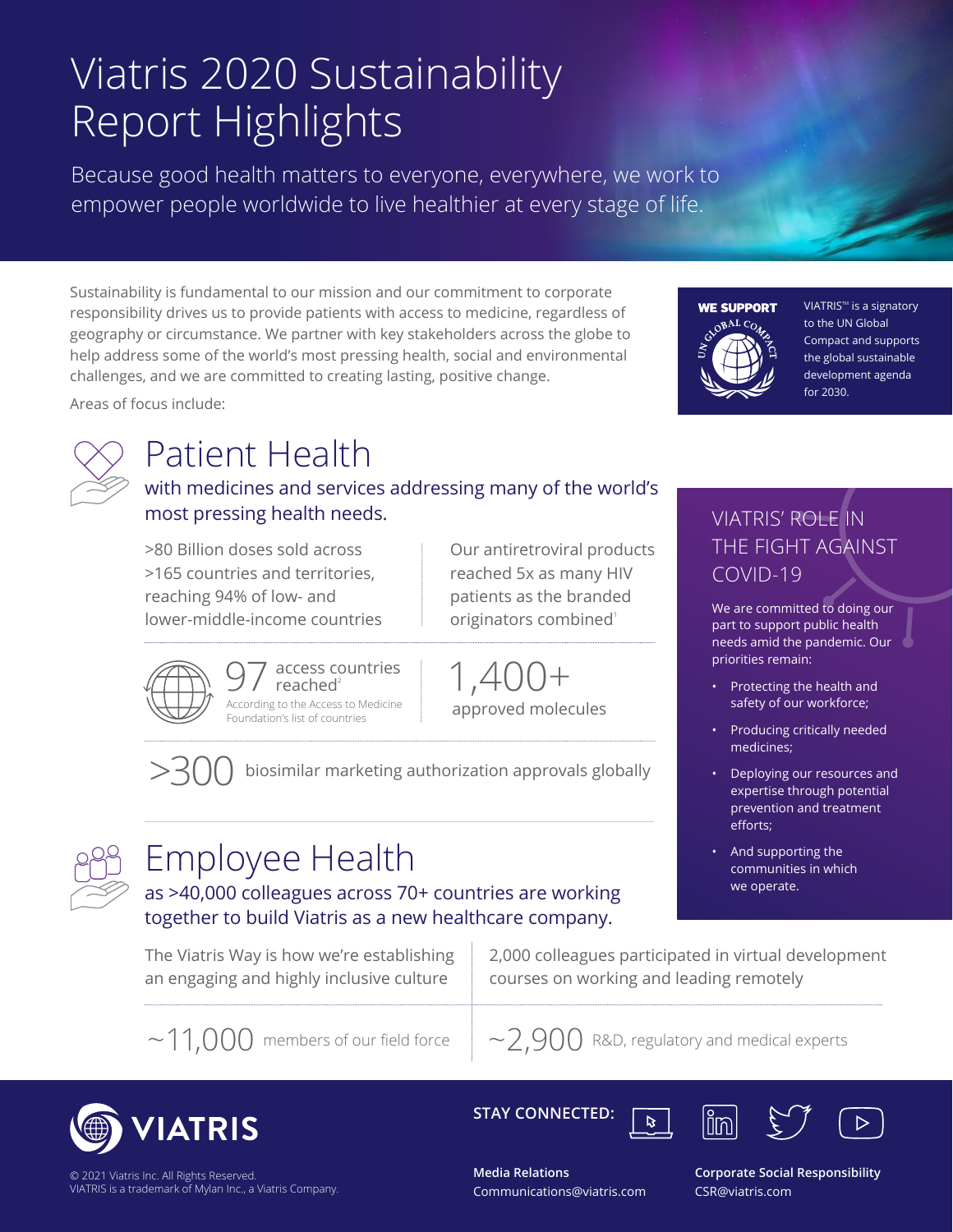# Viatris 2020 Sustainability Report Highlights

Because good health matters to everyone, everywhere, we work to empower people worldwide to live healthier at every stage of life.

Sustainability is fundamental to our mission and our commitment to corporate responsibility drives us to provide patients with access to medicine, regardless of geography or circumstance. We partner with key stakeholders across the globe to help address some of the world's most pressing health, social and environmental challenges, and we are committed to creating lasting, positive change.

Areas of focus include:

**WE SUPPORT** UN GLOBAL COMPACT

VIATRIS™ is a signatory to the UN Global Compact and supports the global sustainable development agenda for 2030.

## Patient Health

with medicines and services addressing many of the world's most pressing health needs.

>80 Billion doses sold across >165 countries and territories, reaching 94% of low- and lower-middle-income countries

Our antiretroviral products reached 5x as many HIV patients as the branded originators combined[1]

97 access countries reached[2]

According to the Access to Medicine Foundation's list of countries

1,400+ approved molecules

>300 biosimilar marketing authorization approvals globally

## Employee Health

as >40,000 colleagues across 70+ countries are working together to build Viatris as a new healthcare company.

The Viatris Way is how we're establishing an engaging and highly inclusive culture

2,000 colleagues participated in virtual development courses on working and leading remotely

~11,000 members of our field force

~2,900 R&D, regulatory and medical experts

## VIATRIS' ROLE IN THE FIGHT AGAINST COVID-19

We are committed to doing our part to support public health needs amid the pandemic. Our priorities remain:

- Protecting the health and safety of our workforce;
- Producing critically needed medicines;
- Deploying our resources and expertise through potential prevention and treatment efforts;
- And supporting the communities in which we operate.

VIATRIS

© 2021 Viatris Inc. All Rights Reserved.
VIATRIS is a trademark of Mylan Inc., a Viatris Company.

**STAY CONNECTED:**

**Media Relations**
Communications@viatris.com

**Corporate Social Responsibility**
CSR@viatris.com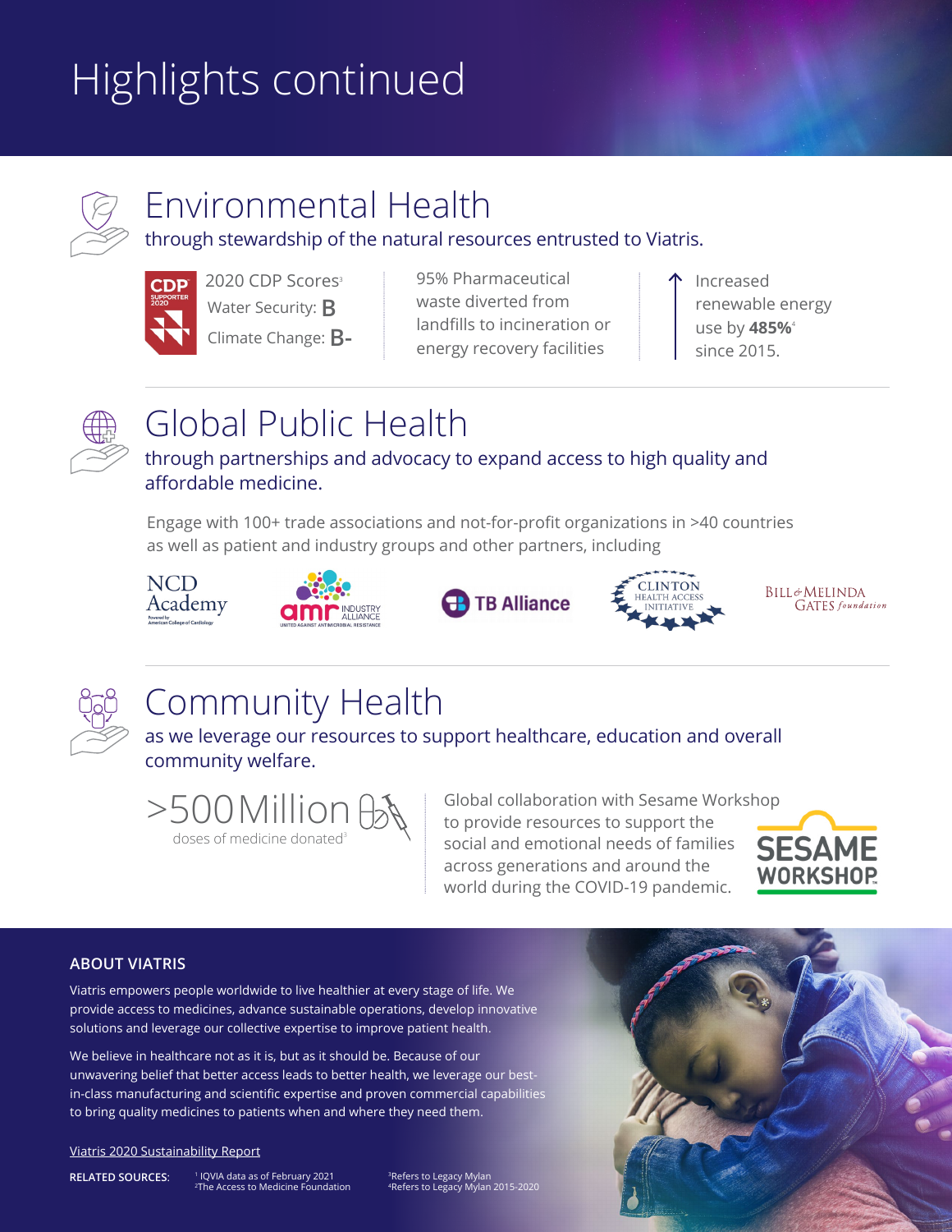# Highlights continued

## Environmental Health

through stewardship of the natural resources entrusted to Viatris.

2020 CDP Scores[3]
Water Security: **B**
Climate Change: **B-**

95% Pharmaceutical waste diverted from landfills to incineration or energy recovery facilities

Increased renewable energy use by **485%**[4] since 2015.

## Global Public Health

through partnerships and advocacy to expand access to high quality and affordable medicine.

Engage with 100+ trade associations and not-for-profit organizations in >40 countries as well as patient and industry groups and other partners, including

NCD Academy · amr Industry Alliance · TB Alliance · Clinton Health Access Initiative · Bill & Melinda Gates foundation

## Community Health

as we leverage our resources to support healthcare, education and overall community welfare.

>500 Million
doses of medicine donated[3]

Global collaboration with Sesame Workshop to provide resources to support the social and emotional needs of families across generations and around the world during the COVID-19 pandemic.

### ABOUT VIATRIS

Viatris empowers people worldwide to live healthier at every stage of life. We provide access to medicines, advance sustainable operations, develop innovative solutions and leverage our collective expertise to improve patient health.

We believe in healthcare not as it is, but as it should be. Because of our unwavering belief that better access leads to better health, we leverage our best-in-class manufacturing and scientific expertise and proven commercial capabilities to bring quality medicines to patients when and where they need them.

Viatris 2020 Sustainability Report

**RELATED SOURCES**:
[1] IQVIA data as of February 2021
[2] The Access to Medicine Foundation
[3] Refers to Legacy Mylan
[4] Refers to Legacy Mylan 2015-2020